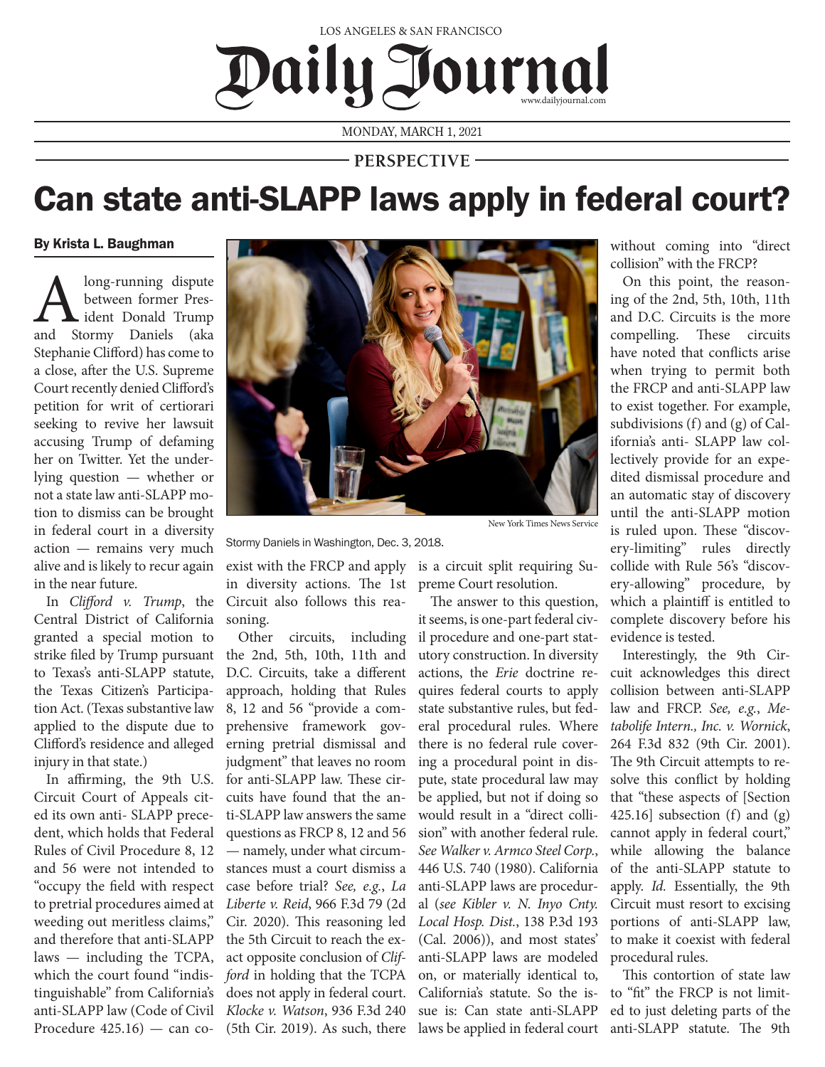LOS ANGELES & SAN FRANCISCO

# Daily Journal

www.dailyjournal.com

MONDAY, MARCH 1, 2021

PERSPECTIVE

# Can state anti-SLAPP laws apply in federal court?

**By Krista L. Baughman**

A long-running dispute between former President Donald Trump and Stormy Daniels (aka Stephanie Clifford) has come to a close, after the U.S. Supreme Court recently denied Clifford's petition for writ of certiorari seeking to revive her lawsuit accusing Trump of defaming her on Twitter. Yet the underlying question — whether or not a state law anti-SLAPP motion to dismiss can be brought in federal court in a diversity action — remains very much alive and is likely to recur again in the near future.

Stormy Daniels in Washington, Dec. 3, 2018.

New York Times News Service

In *Clifford v. Trump*, the Central District of California granted a special motion to strike filed by Trump pursuant to Texas's anti-SLAPP statute, the Texas Citizen's Participation Act. (Texas substantive law applied to the dispute due to Clifford's residence and alleged injury in that state.)

In affirming, the 9th U.S. Circuit Court of Appeals cited its own anti- SLAPP precedent, which holds that Federal Rules of Civil Procedure 8, 12 and 56 were not intended to "occupy the field with respect to pretrial procedures aimed at weeding out meritless claims," and therefore that anti-SLAPP laws — including the TCPA, which the court found "indistinguishable" from California's anti-SLAPP law (Code of Civil Procedure 425.16) — can co-exist with the FRCP and apply in diversity actions. The 1st Circuit also follows this reasoning.

Other circuits, including the 2nd, 5th, 10th, 11th and D.C. Circuits, take a different approach, holding that Rules 8, 12 and 56 "provide a comprehensive framework governing pretrial dismissal and judgment" that leaves no room for anti-SLAPP law. These circuits have found that the anti-SLAPP law answers the same questions as FRCP 8, 12 and 56 — namely, under what circumstances must a court dismiss a case before trial? *See, e.g.*, *La Liberte v. Reid*, 966 F.3d 79 (2d Cir. 2020). This reasoning led the 5th Circuit to reach the exact opposite conclusion of *Clifford* in holding that the TCPA does not apply in federal court. *Klocke v. Watson*, 936 F.3d 240 (5th Cir. 2019). As such, there is a circuit split requiring Supreme Court resolution.

The answer to this question, it seems, is one-part federal civil procedure and one-part statutory construction. In diversity actions, the *Erie* doctrine requires federal courts to apply state substantive rules, but federal procedural rules. Where there is no federal rule covering a procedural point in dispute, state procedural law may be applied, but not if doing so would result in a "direct collision" with another federal rule. *See Walker v. Armco Steel Corp.*, 446 U.S. 740 (1980). California anti-SLAPP laws are procedural (*see Kibler v. N. Inyo Cnty. Local Hosp. Dist.*, 138 P.3d 193 (Cal. 2006)), and most states' anti-SLAPP laws are modeled on, or materially identical to, California's statute. So the issue is: Can state anti-SLAPP laws be applied in federal court without coming into "direct collision" with the FRCP?

On this point, the reasoning of the 2nd, 5th, 10th, 11th and D.C. Circuits is the more compelling. These circuits have noted that conflicts arise when trying to permit both the FRCP and anti-SLAPP law to exist together. For example, subdivisions (f) and (g) of California's anti- SLAPP law collectively provide for an expedited dismissal procedure and an automatic stay of discovery until the anti-SLAPP motion is ruled upon. These "discovery-limiting" rules directly collide with Rule 56's "discovery-allowing" procedure, by which a plaintiff is entitled to complete discovery before his evidence is tested.

Interestingly, the 9th Circuit acknowledges this direct collision between anti-SLAPP law and FRCP. *See, e.g.*, *Metabolife Intern., Inc. v. Wornick*, 264 F.3d 832 (9th Cir. 2001). The 9th Circuit attempts to resolve this conflict by holding that "these aspects of [Section 425.16] subsection (f) and (g) cannot apply in federal court," while allowing the balance of the anti-SLAPP statute to apply. *Id.* Essentially, the 9th Circuit must resort to excising portions of anti-SLAPP law, to make it coexist with federal procedural rules.

This contortion of state law to "fit" the FRCP is not limited to just deleting parts of the anti-SLAPP statute. The 9th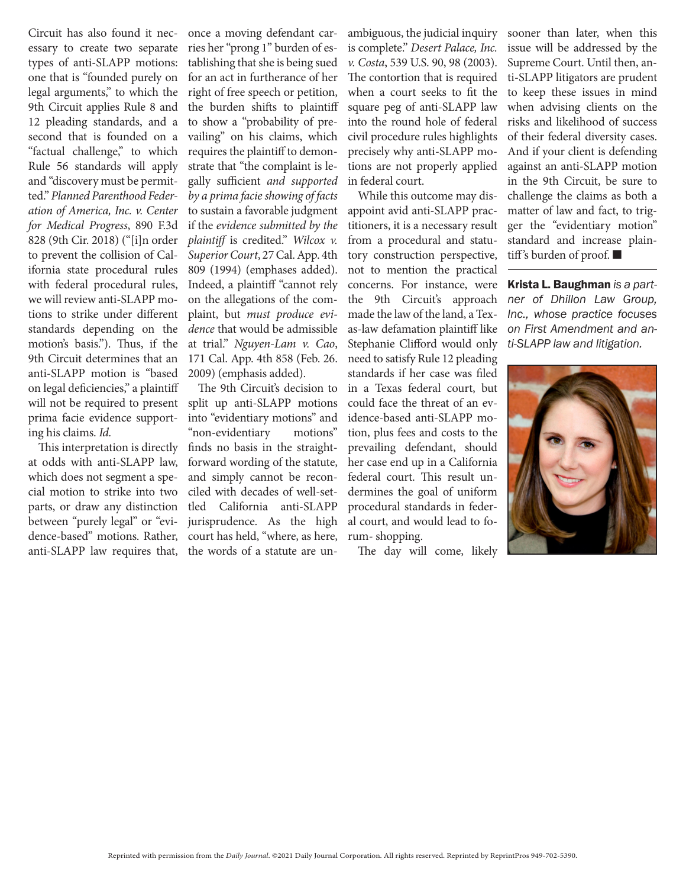Circuit has also found it necessary to create two separate types of anti-SLAPP motions: one that is "founded purely on legal arguments," to which the 9th Circuit applies Rule 8 and 12 pleading standards, and a second that is founded on a "factual challenge," to which Rule 56 standards will apply and "discovery must be permitted." *Planned Parenthood Federation of America, Inc. v. Center for Medical Progress*, 890 F.3d 828 (9th Cir. 2018) ("[i]n order to prevent the collision of California state procedural rules with federal procedural rules, we will review anti-SLAPP motions to strike under different standards depending on the motion's basis."). Thus, if the 9th Circuit determines that an anti-SLAPP motion is "based on legal deficiencies," a plaintiff will not be required to present prima facie evidence supporting his claims. *Id.*

This interpretation is directly at odds with anti-SLAPP law, which does not segment a special motion to strike into two parts, or draw any distinction between "purely legal" or "evidence-based" motions. Rather, anti-SLAPP law requires that, once a moving defendant carries her "prong 1" burden of establishing that she is being sued for an act in furtherance of her right of free speech or petition, the burden shifts to plaintiff to show a "probability of prevailing" on his claims, which requires the plaintiff to demonstrate that "the complaint is legally sufficient *and supported by a prima facie showing of facts* to sustain a favorable judgment if the *evidence submitted by the plaintiff* is credited." *Wilcox v. Superior Court*, 27 Cal. App. 4th 809 (1994) (emphases added). Indeed, a plaintiff "cannot rely on the allegations of the complaint, but *must produce evidence* that would be admissible at trial." *Nguyen-Lam v. Cao*, 171 Cal. App. 4th 858 (Feb. 26. 2009) (emphasis added).

The 9th Circuit's decision to split up anti-SLAPP motions into "evidentiary motions" and "non-evidentiary motions" finds no basis in the straightforward wording of the statute, and simply cannot be reconciled with decades of well-settled California anti-SLAPP jurisprudence. As the high court has held, "where, as here, the words of a statute are unambiguous, the judicial inquiry is complete." *Desert Palace, Inc. v. Costa*, 539 U.S. 90, 98 (2003). The contortion that is required when a court seeks to fit the square peg of anti-SLAPP law into the round hole of federal civil procedure rules highlights precisely why anti-SLAPP motions are not properly applied in federal court.

While this outcome may disappoint avid anti-SLAPP practitioners, it is a necessary result from a procedural and statutory construction perspective, not to mention the practical concerns. For instance, were the 9th Circuit's approach made the law of the land, a Texas-law defamation plaintiff like Stephanie Clifford would only need to satisfy Rule 12 pleading standards if her case was filed in a Texas federal court, but could face the threat of an evidence-based anti-SLAPP motion, plus fees and costs to the prevailing defendant, should her case end up in a California federal court. This result undermines the goal of uniform procedural standards in federal court, and would lead to forum- shopping.

The day will come, likely sooner than later, when this issue will be addressed by the Supreme Court. Until then, anti-SLAPP litigators are prudent to keep these issues in mind when advising clients on the risks and likelihood of success of their federal diversity cases. And if your client is defending against an anti-SLAPP motion in the 9th Circuit, be sure to challenge the claims as both a matter of law and fact, to trigger the "evidentiary motion" standard and increase plaintiff's burden of proof. ■

**Krista L. Baughman** *is a partner of Dhillon Law Group, Inc., whose practice focuses on First Amendment and anti-SLAPP law and litigation.*

Reprinted with permission from the *Daily Journal*. ©2021 Daily Journal Corporation. All rights reserved. Reprinted by ReprintPros 949-702-5390.